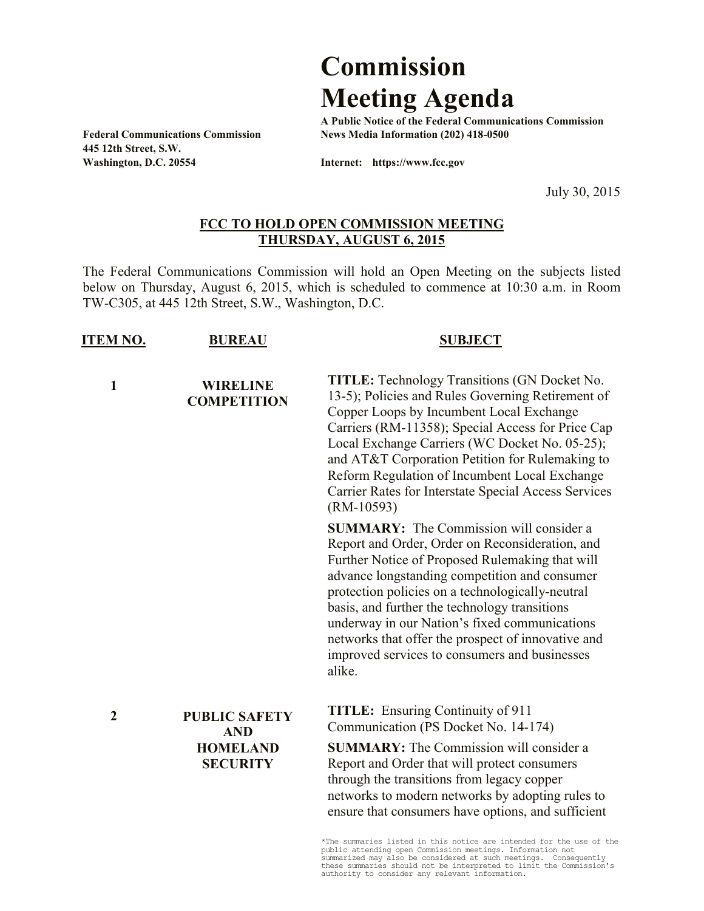# Commission Meeting Agenda

**A Public Notice of the Federal Communications Commission**
**News Media Information (202) 418-0500**

**Internet: https://www.fcc.gov**

**Federal Communications Commission**
**445 12th Street, S.W.**
**Washington, D.C. 20554**

July 30, 2015

## FCC TO HOLD OPEN COMMISSION MEETING THURSDAY, AUGUST 6, 2015

The Federal Communications Commission will hold an Open Meeting on the subjects listed below on Thursday, August 6, 2015, which is scheduled to commence at 10:30 a.m. in Room TW-C305, at 445 12th Street, S.W., Washington, D.C.

| ITEM NO. | BUREAU | SUBJECT |
|---|---|---|
| 1 | **WIRELINE COMPETITION** | **TITLE:** Technology Transitions (GN Docket No. 13-5); Policies and Rules Governing Retirement of Copper Loops by Incumbent Local Exchange Carriers (RM-11358); Special Access for Price Cap Local Exchange Carriers (WC Docket No. 05-25); and AT&T Corporation Petition for Rulemaking to Reform Regulation of Incumbent Local Exchange Carrier Rates for Interstate Special Access Services (RM-10593)<br><br>**SUMMARY:** The Commission will consider a Report and Order, Order on Reconsideration, and Further Notice of Proposed Rulemaking that will advance longstanding competition and consumer protection policies on a technologically-neutral basis, and further the technology transitions underway in our Nation's fixed communications networks that offer the prospect of innovative and improved services to consumers and businesses alike. |
| 2 | **PUBLIC SAFETY AND HOMELAND SECURITY** | **TITLE:** Ensuring Continuity of 911 Communication (PS Docket No. 14-174)<br><br>**SUMMARY:** The Commission will consider a Report and Order that will protect consumers through the transitions from legacy copper networks to modern networks by adopting rules to ensure that consumers have options, and sufficient |

*The summaries listed in this notice are intended for the use of the public attending open Commission meetings. Information not summarized may also be considered at such meetings. Consequently these summaries should not be interpreted to limit the Commission's authority to consider any relevant information.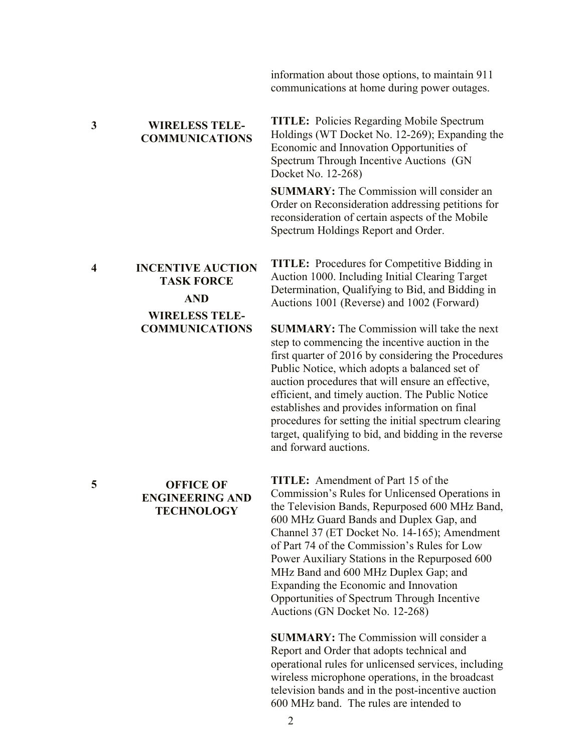information about those options, to maintain 911 communications at home during power outages.

| | | |
|---|---|---|
| **3** | **WIRELESS TELE-COMMUNICATIONS** | **TITLE:** Policies Regarding Mobile Spectrum Holdings (WT Docket No. 12-269); Expanding the Economic and Innovation Opportunities of Spectrum Through Incentive Auctions (GN Docket No. 12-268)<br><br>**SUMMARY:** The Commission will consider an Order on Reconsideration addressing petitions for reconsideration of certain aspects of the Mobile Spectrum Holdings Report and Order. |
| **4** | **INCENTIVE AUCTION TASK FORCE**<br><br>**AND**<br><br>**WIRELESS TELE-COMMUNICATIONS** | **TITLE:** Procedures for Competitive Bidding in Auction 1000. Including Initial Clearing Target Determination, Qualifying to Bid, and Bidding in Auctions 1001 (Reverse) and 1002 (Forward)<br><br>**SUMMARY:** The Commission will take the next step to commencing the incentive auction in the first quarter of 2016 by considering the Procedures Public Notice, which adopts a balanced set of auction procedures that will ensure an effective, efficient, and timely auction. The Public Notice establishes and provides information on final procedures for setting the initial spectrum clearing target, qualifying to bid, and bidding in the reverse and forward auctions. |
| **5** | **OFFICE OF ENGINEERING AND TECHNOLOGY** | **TITLE:** Amendment of Part 15 of the Commission's Rules for Unlicensed Operations in the Television Bands, Repurposed 600 MHz Band, 600 MHz Guard Bands and Duplex Gap, and Channel 37 (ET Docket No. 14-165); Amendment of Part 74 of the Commission's Rules for Low Power Auxiliary Stations in the Repurposed 600 MHz Band and 600 MHz Duplex Gap; and Expanding the Economic and Innovation Opportunities of Spectrum Through Incentive Auctions (GN Docket No. 12-268)<br><br>**SUMMARY:** The Commission will consider a Report and Order that adopts technical and operational rules for unlicensed services, including wireless microphone operations, in the broadcast television bands and in the post-incentive auction 600 MHz band. The rules are intended to |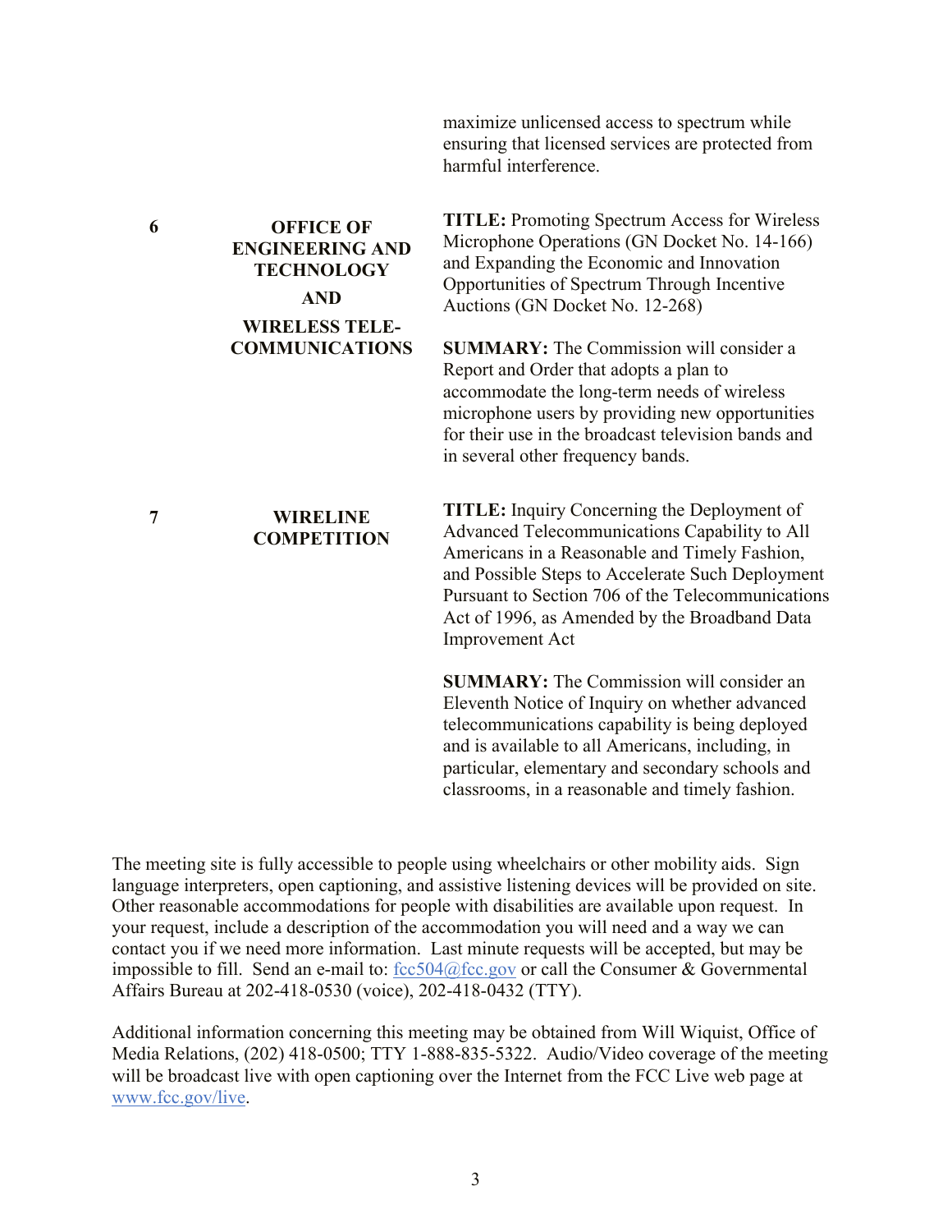| | | |
|---|---|---|
| | | maximize unlicensed access to spectrum while ensuring that licensed services are protected from harmful interference. |
| **6** | **OFFICE OF ENGINEERING AND TECHNOLOGY AND WIRELESS TELE-COMMUNICATIONS** | **TITLE:** Promoting Spectrum Access for Wireless Microphone Operations (GN Docket No. 14-166) and Expanding the Economic and Innovation Opportunities of Spectrum Through Incentive Auctions (GN Docket No. 12-268)<br><br>**SUMMARY:** The Commission will consider a Report and Order that adopts a plan to accommodate the long-term needs of wireless microphone users by providing new opportunities for their use in the broadcast television bands and in several other frequency bands. |
| **7** | **WIRELINE COMPETITION** | **TITLE:** Inquiry Concerning the Deployment of Advanced Telecommunications Capability to All Americans in a Reasonable and Timely Fashion, and Possible Steps to Accelerate Such Deployment Pursuant to Section 706 of the Telecommunications Act of 1996, as Amended by the Broadband Data Improvement Act<br><br>**SUMMARY:** The Commission will consider an Eleventh Notice of Inquiry on whether advanced telecommunications capability is being deployed and is available to all Americans, including, in particular, elementary and secondary schools and classrooms, in a reasonable and timely fashion. |

The meeting site is fully accessible to people using wheelchairs or other mobility aids. Sign language interpreters, open captioning, and assistive listening devices will be provided on site. Other reasonable accommodations for people with disabilities are available upon request. In your request, include a description of the accommodation you will need and a way we can contact you if we need more information. Last minute requests will be accepted, but may be impossible to fill. Send an e-mail to: fcc504@fcc.gov or call the Consumer & Governmental Affairs Bureau at 202-418-0530 (voice), 202-418-0432 (TTY).

Additional information concerning this meeting may be obtained from Will Wiquist, Office of Media Relations, (202) 418-0500; TTY 1-888-835-5322. Audio/Video coverage of the meeting will be broadcast live with open captioning over the Internet from the FCC Live web page at www.fcc.gov/live.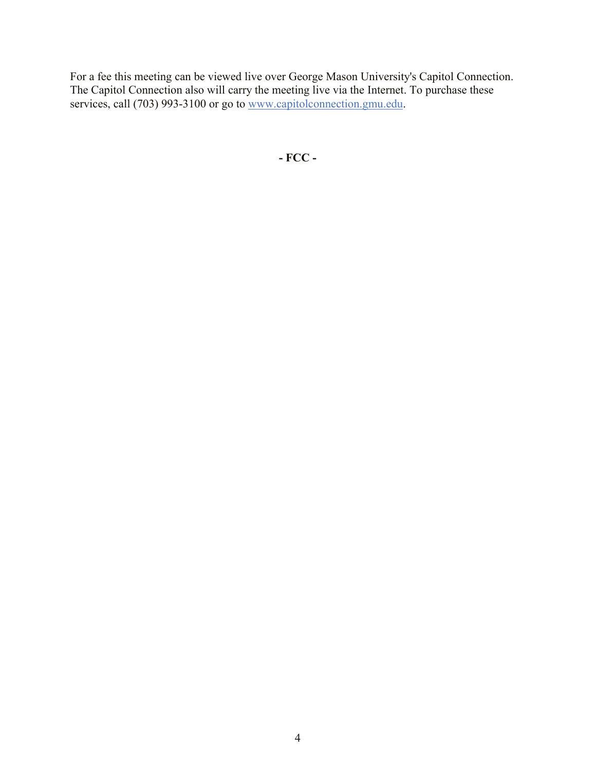For a fee this meeting can be viewed live over George Mason University's Capitol Connection. The Capitol Connection also will carry the meeting live via the Internet. To purchase these services, call (703) 993-3100 or go to www.capitolconnection.gmu.edu.

**- FCC -**